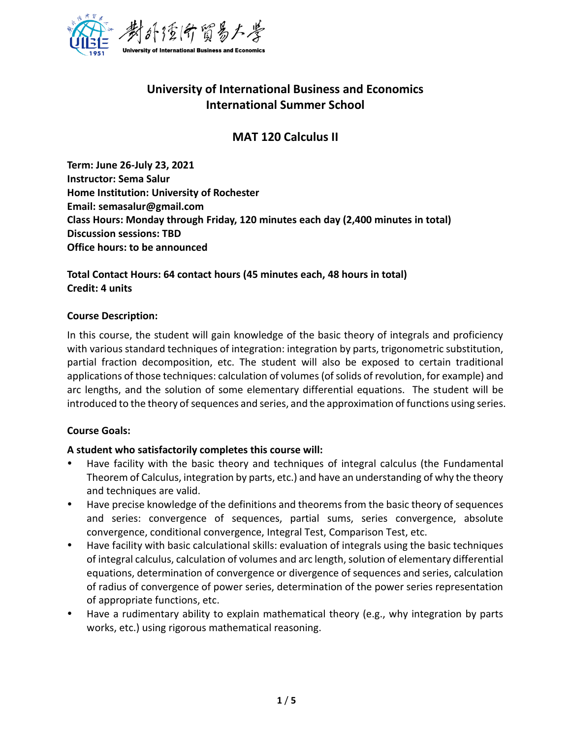**University of International Business and Economics**

# University of International Business and Economics
## International Summer School

## MAT 120 Calculus II

**Term: June 26-July 23, 2021**
**Instructor: Sema Salur**
**Home Institution: University of Rochester**
**Email: semasalur@gmail.com**
**Class Hours: Monday through Friday, 120 minutes each day (2,400 minutes in total)**
**Discussion sessions: TBD**
**Office hours: to be announced**

**Total Contact Hours: 64 contact hours (45 minutes each, 48 hours in total)**
**Credit: 4 units**

**Course Description:**

In this course, the student will gain knowledge of the basic theory of integrals and proficiency with various standard techniques of integration: integration by parts, trigonometric substitution, partial fraction decomposition, etc. The student will also be exposed to certain traditional applications of those techniques: calculation of volumes (of solids of revolution, for example) and arc lengths, and the solution of some elementary differential equations. The student will be introduced to the theory of sequences and series, and the approximation of functions using series.

**Course Goals:**

**A student who satisfactorily completes this course will:**

- Have facility with the basic theory and techniques of integral calculus (the Fundamental Theorem of Calculus, integration by parts, etc.) and have an understanding of why the theory and techniques are valid.
- Have precise knowledge of the definitions and theorems from the basic theory of sequences and series: convergence of sequences, partial sums, series convergence, absolute convergence, conditional convergence, Integral Test, Comparison Test, etc.
- Have facility with basic calculational skills: evaluation of integrals using the basic techniques of integral calculus, calculation of volumes and arc length, solution of elementary differential equations, determination of convergence or divergence of sequences and series, calculation of radius of convergence of power series, determination of the power series representation of appropriate functions, etc.
- Have a rudimentary ability to explain mathematical theory (e.g., why integration by parts works, etc.) using rigorous mathematical reasoning.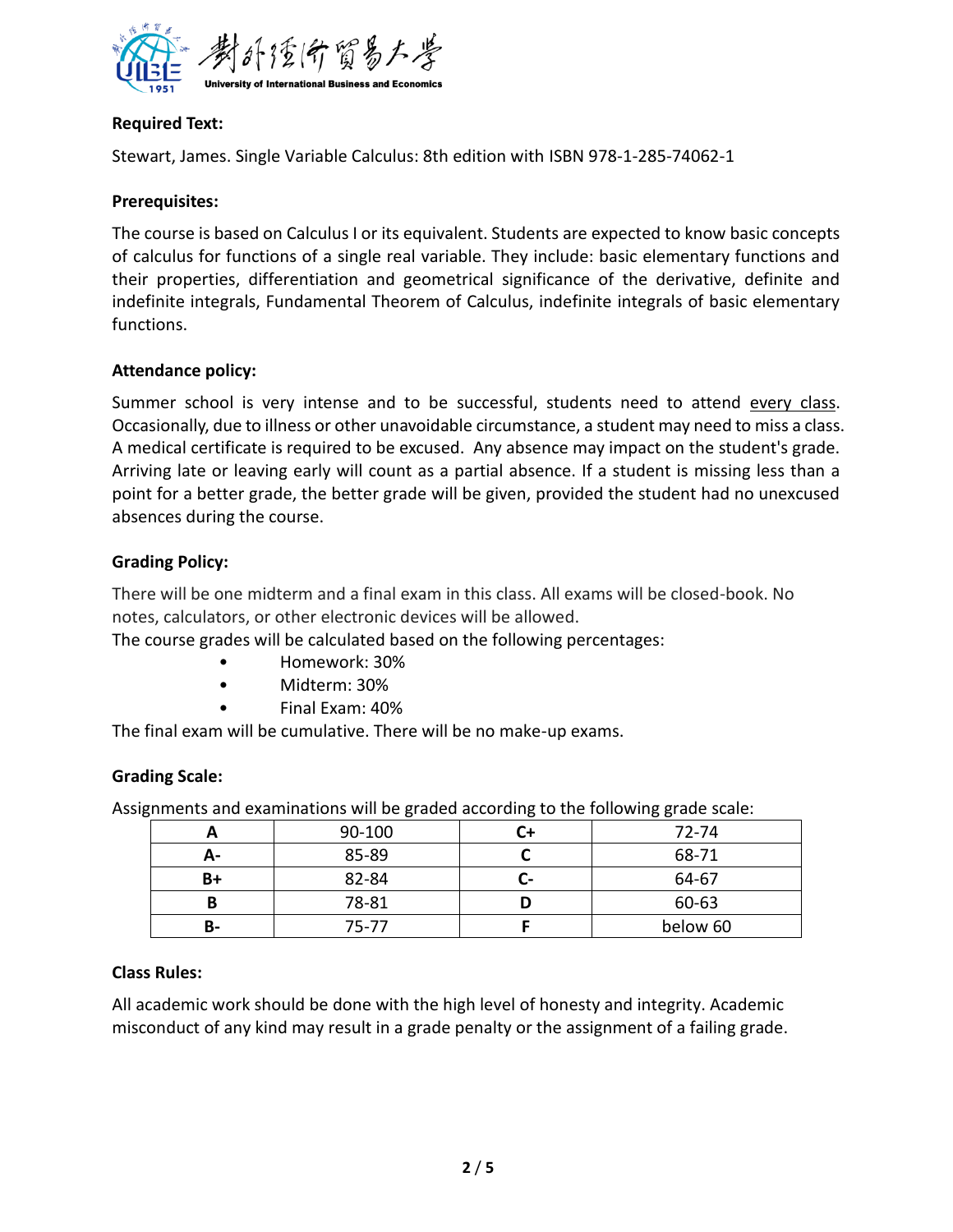**Required Text:**

Stewart, James. Single Variable Calculus: 8th edition with ISBN 978-1-285-74062-1

**Prerequisites:**

The course is based on Calculus I or its equivalent. Students are expected to know basic concepts of calculus for functions of a single real variable. They include: basic elementary functions and their properties, differentiation and geometrical significance of the derivative, definite and indefinite integrals, Fundamental Theorem of Calculus, indefinite integrals of basic elementary functions.

**Attendance policy:**

Summer school is very intense and to be successful, students need to attend <u>every class</u>. Occasionally, due to illness or other unavoidable circumstance, a student may need to miss a class. A medical certificate is required to be excused. Any absence may impact on the student's grade. Arriving late or leaving early will count as a partial absence. If a student is missing less than a point for a better grade, the better grade will be given, provided the student had no unexcused absences during the course.

**Grading Policy:**

There will be one midterm and a final exam in this class. All exams will be closed-book. No notes, calculators, or other electronic devices will be allowed.

The course grades will be calculated based on the following percentages:

- Homework: 30%
- Midterm: 30%
- Final Exam: 40%

The final exam will be cumulative. There will be no make-up exams.

**Grading Scale:**

Assignments and examinations will be graded according to the following grade scale:

| A | 90-100 | C+ | 72-74 |
|---|---|---|---|
| A- | 85-89 | C | 68-71 |
| B+ | 82-84 | C- | 64-67 |
| B | 78-81 | D | 60-63 |
| B- | 75-77 | F | below 60 |

**Class Rules:**

All academic work should be done with the high level of honesty and integrity. Academic misconduct of any kind may result in a grade penalty or the assignment of a failing grade.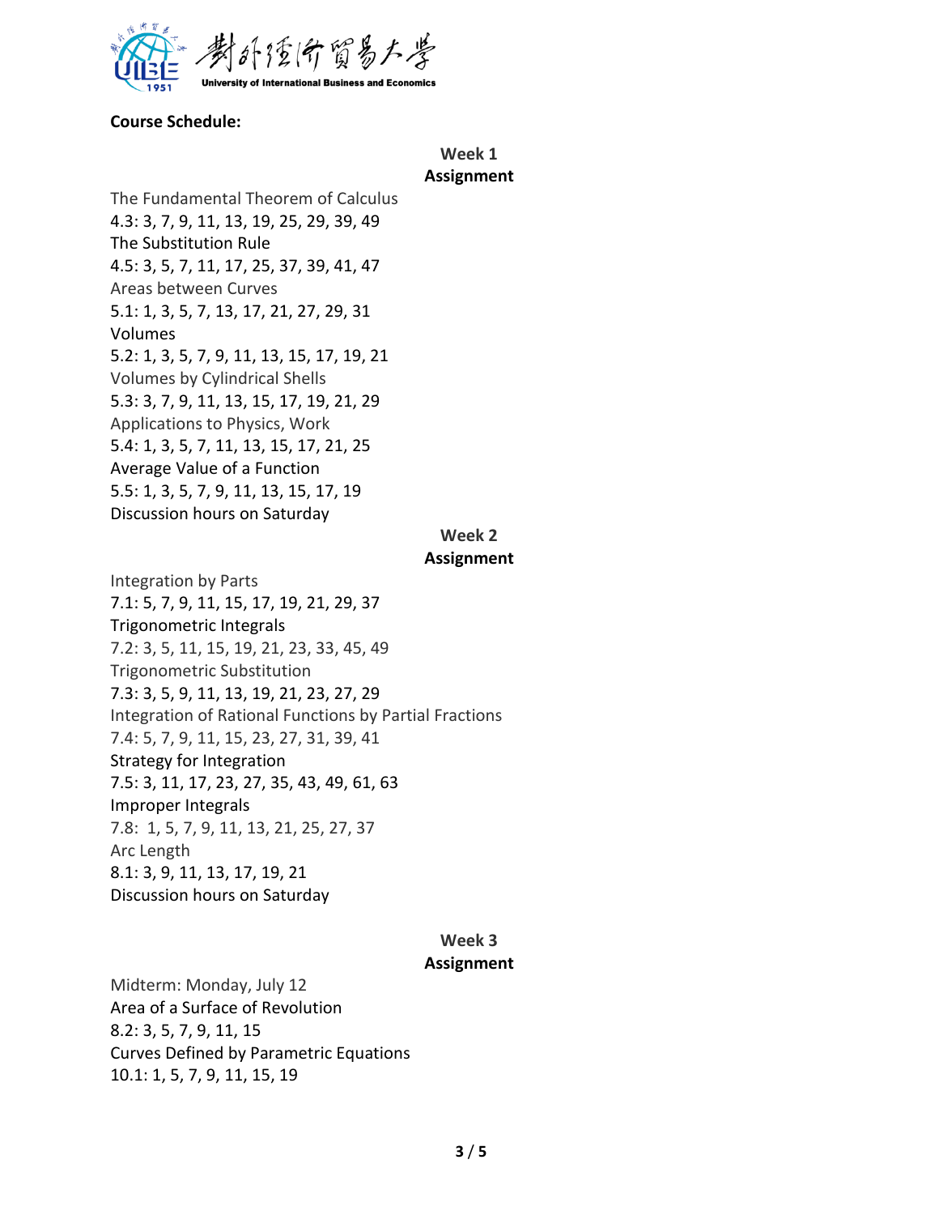**Course Schedule:**

**Week 1**
**Assignment**

The Fundamental Theorem of Calculus
4.3: 3, 7, 9, 11, 13, 19, 25, 29, 39, 49
The Substitution Rule
4.5: 3, 5, 7, 11, 17, 25, 37, 39, 41, 47
Areas between Curves
5.1: 1, 3, 5, 7, 13, 17, 21, 27, 29, 31
Volumes
5.2: 1, 3, 5, 7, 9, 11, 13, 15, 17, 19, 21
Volumes by Cylindrical Shells
5.3: 3, 7, 9, 11, 13, 15, 17, 19, 21, 29
Applications to Physics, Work
5.4: 1, 3, 5, 7, 11, 13, 15, 17, 21, 25
Average Value of a Function
5.5: 1, 3, 5, 7, 9, 11, 13, 15, 17, 19
Discussion hours on Saturday

**Week 2**
**Assignment**

Integration by Parts
7.1: 5, 7, 9, 11, 15, 17, 19, 21, 29, 37
Trigonometric Integrals
7.2: 3, 5, 11, 15, 19, 21, 23, 33, 45, 49
Trigonometric Substitution
7.3: 3, 5, 9, 11, 13, 19, 21, 23, 27, 29
Integration of Rational Functions by Partial Fractions
7.4: 5, 7, 9, 11, 15, 23, 27, 31, 39, 41
Strategy for Integration
7.5: 3, 11, 17, 23, 27, 35, 43, 49, 61, 63
Improper Integrals
7.8: 1, 5, 7, 9, 11, 13, 21, 25, 27, 37
Arc Length
8.1: 3, 9, 11, 13, 17, 19, 21
Discussion hours on Saturday

**Week 3**
**Assignment**

Midterm: Monday, July 12
Area of a Surface of Revolution
8.2: 3, 5, 7, 9, 11, 15
Curves Defined by Parametric Equations
10.1: 1, 5, 7, 9, 11, 15, 19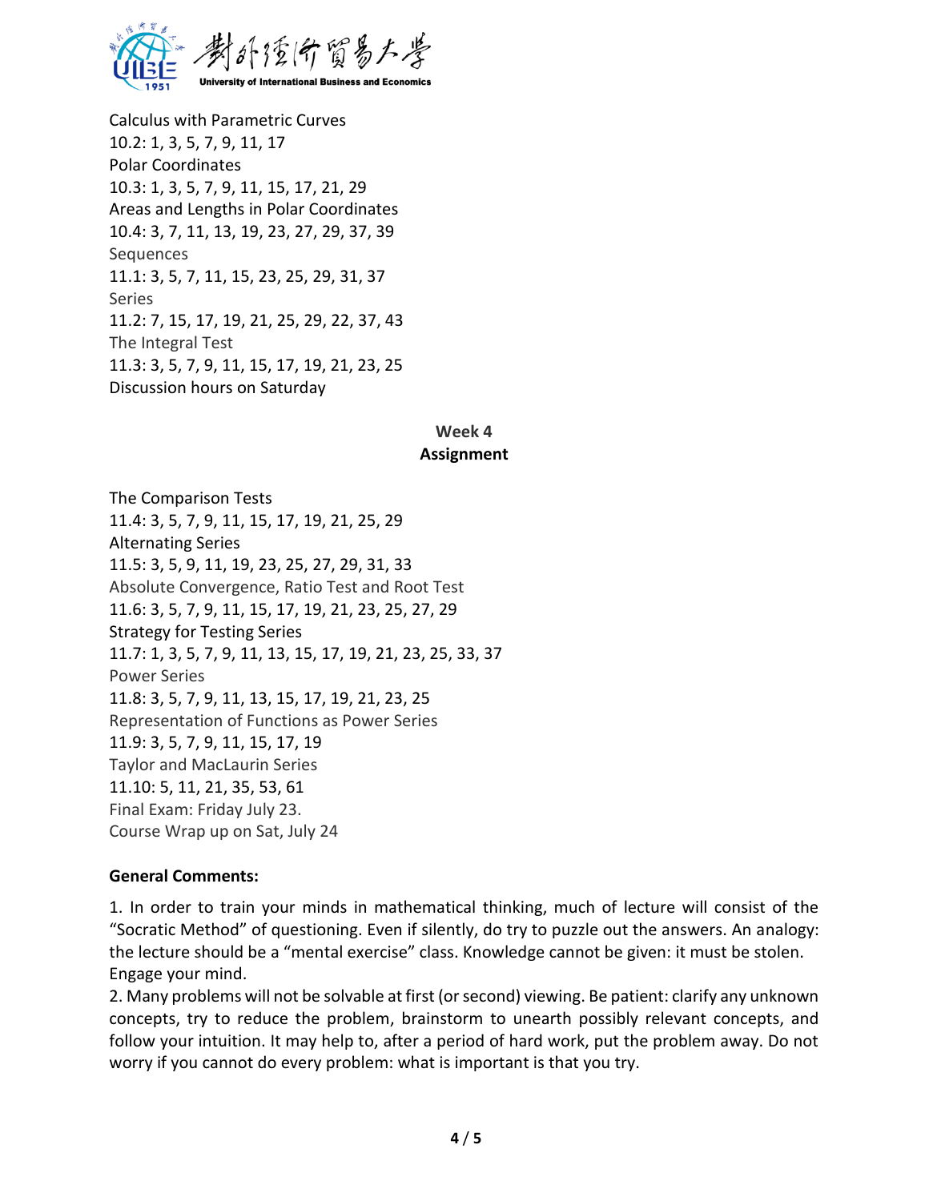Calculus with Parametric Curves
10.2: 1, 3, 5, 7, 9, 11, 17
Polar Coordinates
10.3: 1, 3, 5, 7, 9, 11, 15, 17, 21, 29
Areas and Lengths in Polar Coordinates
10.4: 3, 7, 11, 13, 19, 23, 27, 29, 37, 39
Sequences
11.1: 3, 5, 7, 11, 15, 23, 25, 29, 31, 37
Series
11.2: 7, 15, 17, 19, 21, 25, 29, 22, 37, 43
The Integral Test
11.3: 3, 5, 7, 9, 11, 15, 17, 19, 21, 23, 25
Discussion hours on Saturday

## Week 4
## Assignment

The Comparison Tests
11.4: 3, 5, 7, 9, 11, 15, 17, 19, 21, 25, 29
Alternating Series
11.5: 3, 5, 9, 11, 19, 23, 25, 27, 29, 31, 33
Absolute Convergence, Ratio Test and Root Test
11.6: 3, 5, 7, 9, 11, 15, 17, 19, 21, 23, 25, 27, 29
Strategy for Testing Series
11.7: 1, 3, 5, 7, 9, 11, 13, 15, 17, 19, 21, 23, 25, 33, 37
Power Series
11.8: 3, 5, 7, 9, 11, 13, 15, 17, 19, 21, 23, 25
Representation of Functions as Power Series
11.9: 3, 5, 7, 9, 11, 15, 17, 19
Taylor and MacLaurin Series
11.10: 5, 11, 21, 35, 53, 61
Final Exam: Friday July 23.
Course Wrap up on Sat, July 24

**General Comments:**

1. In order to train your minds in mathematical thinking, much of lecture will consist of the "Socratic Method" of questioning. Even if silently, do try to puzzle out the answers. An analogy: the lecture should be a "mental exercise" class. Knowledge cannot be given: it must be stolen. Engage your mind.
2. Many problems will not be solvable at first (or second) viewing. Be patient: clarify any unknown concepts, try to reduce the problem, brainstorm to unearth possibly relevant concepts, and follow your intuition. It may help to, after a period of hard work, put the problem away. Do not worry if you cannot do every problem: what is important is that you try.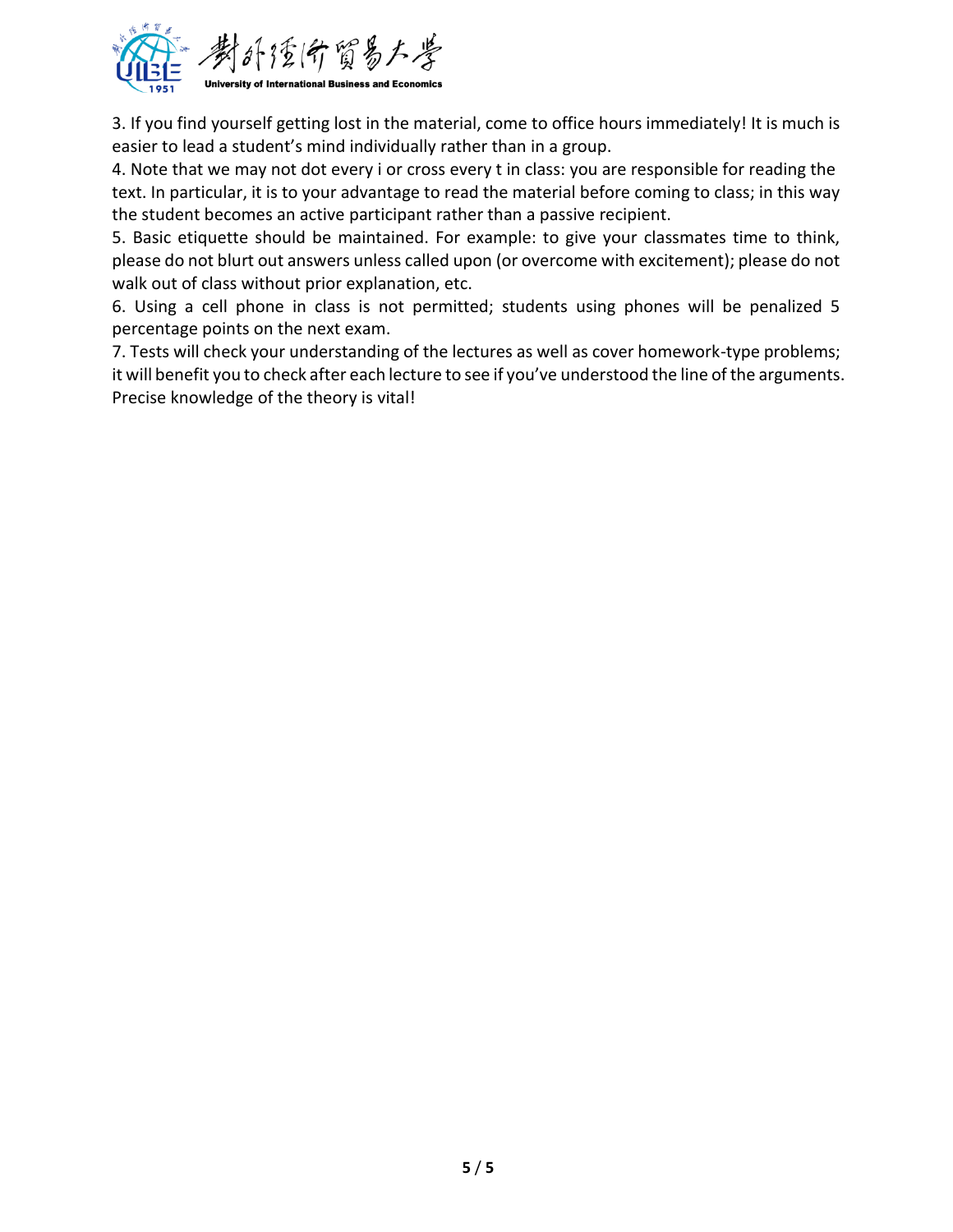3. If you find yourself getting lost in the material, come to office hours immediately! It is much is easier to lead a student's mind individually rather than in a group.

4. Note that we may not dot every i or cross every t in class: you are responsible for reading the text. In particular, it is to your advantage to read the material before coming to class; in this way the student becomes an active participant rather than a passive recipient.

5. Basic etiquette should be maintained. For example: to give your classmates time to think, please do not blurt out answers unless called upon (or overcome with excitement); please do not walk out of class without prior explanation, etc.

6. Using a cell phone in class is not permitted; students using phones will be penalized 5 percentage points on the next exam.

7. Tests will check your understanding of the lectures as well as cover homework-type problems; it will benefit you to check after each lecture to see if you've understood the line of the arguments. Precise knowledge of the theory is vital!